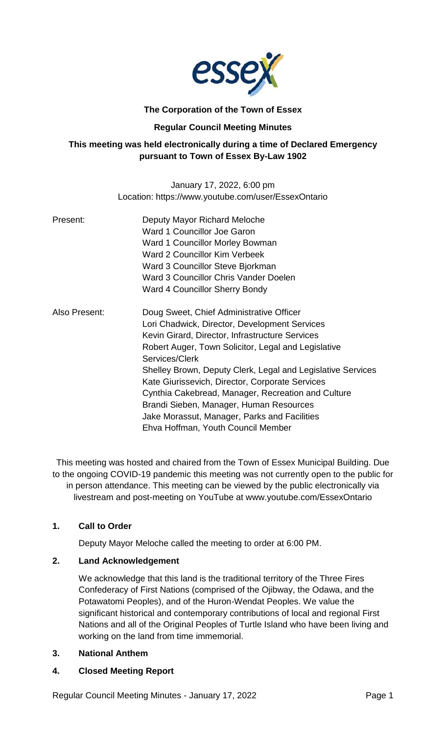# The Corporation of the Town of Essex

## Regular Council Meeting Minutes

### This meeting was held electronically during a time of Declared Emergency pursuant to Town of Essex By-Law 1902

January 17, 2022, 6:00 pm
Location: https://www.youtube.com/user/EssexOntario

Present:
- Deputy Mayor Richard Meloche
- Ward 1 Councillor Joe Garon
- Ward 1 Councillor Morley Bowman
- Ward 2 Councillor Kim Verbeek
- Ward 3 Councillor Steve Bjorkman
- Ward 3 Councillor Chris Vander Doelen
- Ward 4 Councillor Sherry Bondy

Also Present:
- Doug Sweet, Chief Administrative Officer
- Lori Chadwick, Director, Development Services
- Kevin Girard, Director, Infrastructure Services
- Robert Auger, Town Solicitor, Legal and Legislative Services/Clerk
- Shelley Brown, Deputy Clerk, Legal and Legislative Services
- Kate Giurissevich, Director, Corporate Services
- Cynthia Cakebread, Manager, Recreation and Culture
- Brandi Sieben, Manager, Human Resources
- Jake Morassut, Manager, Parks and Facilities
- Ehva Hoffman, Youth Council Member

This meeting was hosted and chaired from the Town of Essex Municipal Building. Due to the ongoing COVID-19 pandemic this meeting was not currently open to the public for in person attendance. This meeting can be viewed by the public electronically via livestream and post-meeting on YouTube at www.youtube.com/EssexOntario

## 1. Call to Order

Deputy Mayor Meloche called the meeting to order at 6:00 PM.

## 2. Land Acknowledgement

We acknowledge that this land is the traditional territory of the Three Fires Confederacy of First Nations (comprised of the Ojibway, the Odawa, and the Potawatomi Peoples), and of the Huron-Wendat Peoples. We value the significant historical and contemporary contributions of local and regional First Nations and all of the Original Peoples of Turtle Island who have been living and working on the land from time immemorial.

## 3. National Anthem

## 4. Closed Meeting Report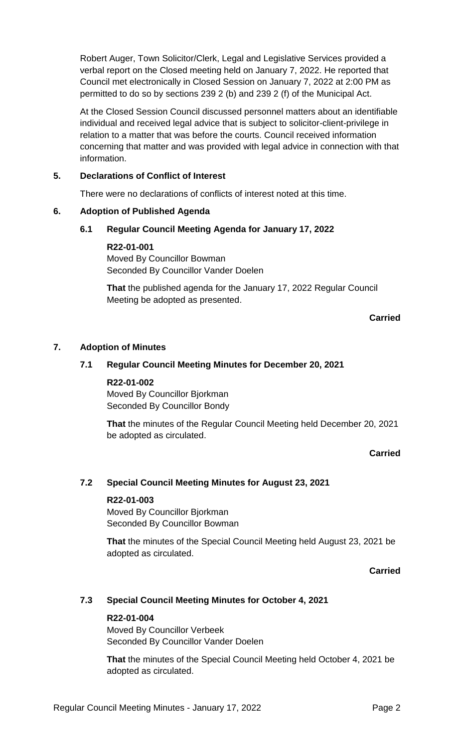Robert Auger, Town Solicitor/Clerk, Legal and Legislative Services provided a verbal report on the Closed meeting held on January 7, 2022. He reported that Council met electronically in Closed Session on January 7, 2022 at 2:00 PM as permitted to do so by sections 239 2 (b) and 239 2 (f) of the Municipal Act.

At the Closed Session Council discussed personnel matters about an identifiable individual and received legal advice that is subject to solicitor-client-privilege in relation to a matter that was before the courts. Council received information concerning that matter and was provided with legal advice in connection with that information.

## 5. Declarations of Conflict of Interest

There were no declarations of conflicts of interest noted at this time.

## 6. Adoption of Published Agenda

### 6.1 Regular Council Meeting Agenda for January 17, 2022

**R22-01-001**
Moved By Councillor Bowman
Seconded By Councillor Vander Doelen

**That** the published agenda for the January 17, 2022 Regular Council Meeting be adopted as presented.

**Carried**

## 7. Adoption of Minutes

### 7.1 Regular Council Meeting Minutes for December 20, 2021

**R22-01-002**
Moved By Councillor Bjorkman
Seconded By Councillor Bondy

**That** the minutes of the Regular Council Meeting held December 20, 2021 be adopted as circulated.

**Carried**

### 7.2 Special Council Meeting Minutes for August 23, 2021

**R22-01-003**
Moved By Councillor Bjorkman
Seconded By Councillor Bowman

**That** the minutes of the Special Council Meeting held August 23, 2021 be adopted as circulated.

**Carried**

### 7.3 Special Council Meeting Minutes for October 4, 2021

**R22-01-004**
Moved By Councillor Verbeek
Seconded By Councillor Vander Doelen

**That** the minutes of the Special Council Meeting held October 4, 2021 be adopted as circulated.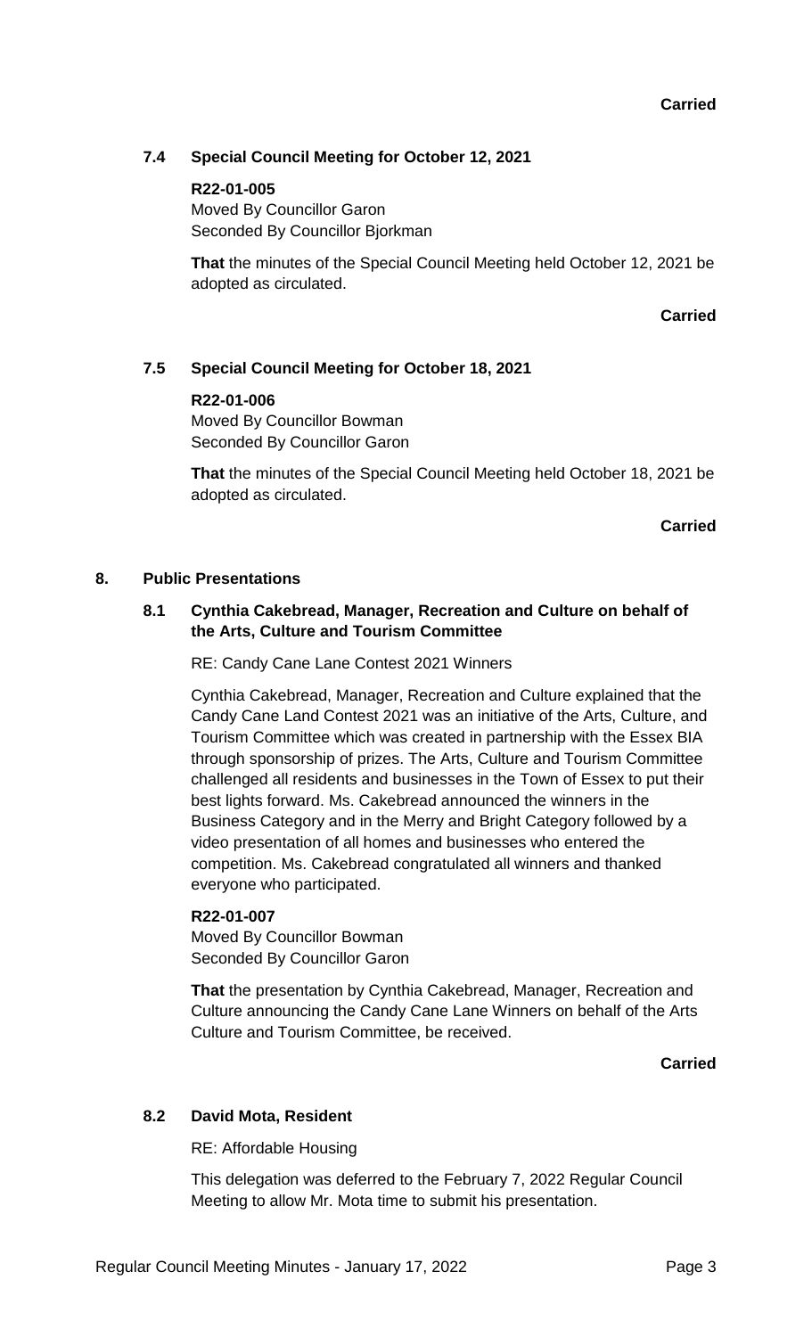**Carried**

### 7.4 Special Council Meeting for October 12, 2021

**R22-01-005**
Moved By Councillor Garon
Seconded By Councillor Bjorkman

**That** the minutes of the Special Council Meeting held October 12, 2021 be adopted as circulated.

**Carried**

### 7.5 Special Council Meeting for October 18, 2021

**R22-01-006**
Moved By Councillor Bowman
Seconded By Councillor Garon

**That** the minutes of the Special Council Meeting held October 18, 2021 be adopted as circulated.

**Carried**

## 8. Public Presentations

### 8.1 Cynthia Cakebread, Manager, Recreation and Culture on behalf of the Arts, Culture and Tourism Committee

RE: Candy Cane Lane Contest 2021 Winners

Cynthia Cakebread, Manager, Recreation and Culture explained that the Candy Cane Land Contest 2021 was an initiative of the Arts, Culture, and Tourism Committee which was created in partnership with the Essex BIA through sponsorship of prizes. The Arts, Culture and Tourism Committee challenged all residents and businesses in the Town of Essex to put their best lights forward. Ms. Cakebread announced the winners in the Business Category and in the Merry and Bright Category followed by a video presentation of all homes and businesses who entered the competition. Ms. Cakebread congratulated all winners and thanked everyone who participated.

**R22-01-007**
Moved By Councillor Bowman
Seconded By Councillor Garon

**That** the presentation by Cynthia Cakebread, Manager, Recreation and Culture announcing the Candy Cane Lane Winners on behalf of the Arts Culture and Tourism Committee, be received.

**Carried**

### 8.2 David Mota, Resident

RE: Affordable Housing

This delegation was deferred to the February 7, 2022 Regular Council Meeting to allow Mr. Mota time to submit his presentation.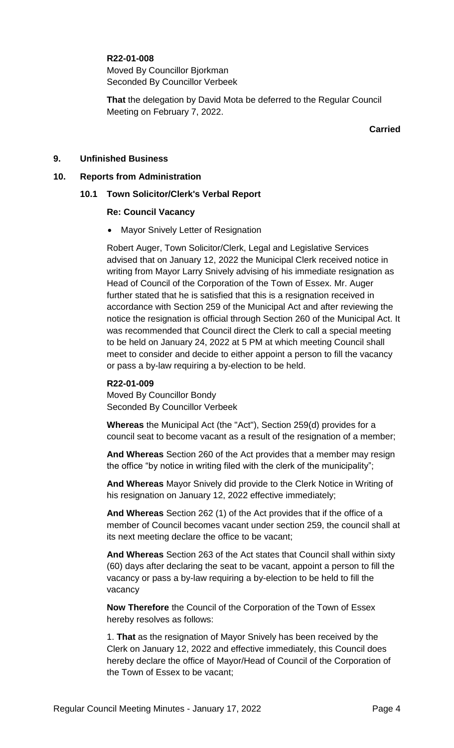**R22-01-008**
Moved By Councillor Bjorkman
Seconded By Councillor Verbeek

**That** the delegation by David Mota be deferred to the Regular Council Meeting on February 7, 2022.

**Carried**

## 9. Unfinished Business

## 10. Reports from Administration

### 10.1 Town Solicitor/Clerk's Verbal Report

**Re: Council Vacancy**

- Mayor Snively Letter of Resignation

Robert Auger, Town Solicitor/Clerk, Legal and Legislative Services advised that on January 12, 2022 the Municipal Clerk received notice in writing from Mayor Larry Snively advising of his immediate resignation as Head of Council of the Corporation of the Town of Essex. Mr. Auger further stated that he is satisfied that this is a resignation received in accordance with Section 259 of the Municipal Act and after reviewing the notice the resignation is official through Section 260 of the Municipal Act. It was recommended that Council direct the Clerk to call a special meeting to be held on January 24, 2022 at 5 PM at which meeting Council shall meet to consider and decide to either appoint a person to fill the vacancy or pass a by-law requiring a by-election to be held.

**R22-01-009**
Moved By Councillor Bondy
Seconded By Councillor Verbeek

**Whereas** the Municipal Act (the "Act"), Section 259(d) provides for a council seat to become vacant as a result of the resignation of a member;

**And Whereas** Section 260 of the Act provides that a member may resign the office "by notice in writing filed with the clerk of the municipality";

**And Whereas** Mayor Snively did provide to the Clerk Notice in Writing of his resignation on January 12, 2022 effective immediately;

**And Whereas** Section 262 (1) of the Act provides that if the office of a member of Council becomes vacant under section 259, the council shall at its next meeting declare the office to be vacant;

**And Whereas** Section 263 of the Act states that Council shall within sixty (60) days after declaring the seat to be vacant, appoint a person to fill the vacancy or pass a by-law requiring a by-election to be held to fill the vacancy

**Now Therefore** the Council of the Corporation of the Town of Essex hereby resolves as follows:

1. **That** as the resignation of Mayor Snively has been received by the Clerk on January 12, 2022 and effective immediately, this Council does hereby declare the office of Mayor/Head of Council of the Corporation of the Town of Essex to be vacant;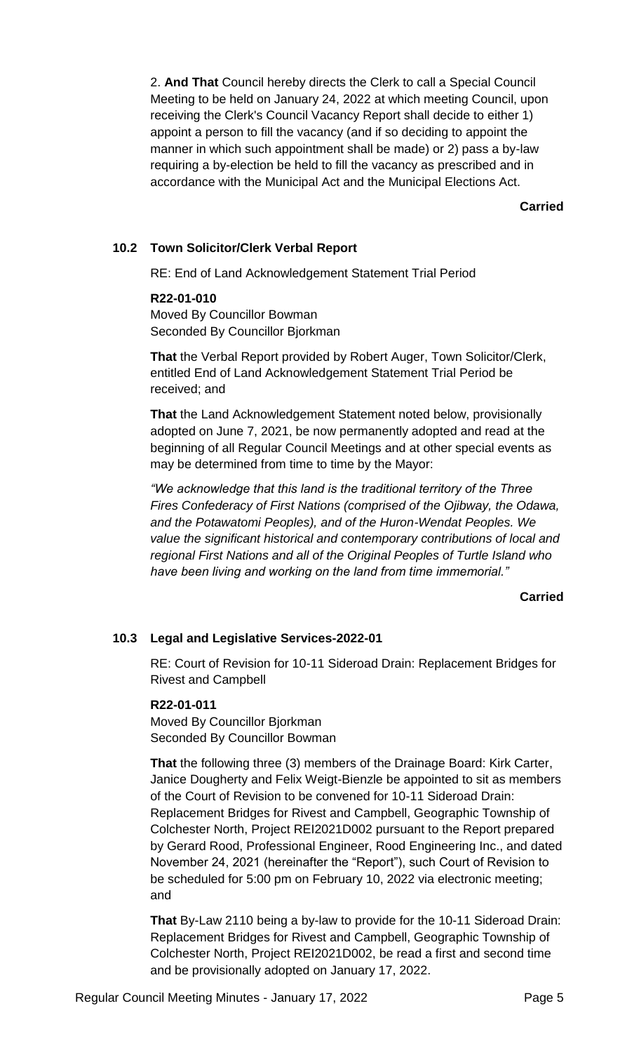2. **And That** Council hereby directs the Clerk to call a Special Council Meeting to be held on January 24, 2022 at which meeting Council, upon receiving the Clerk's Council Vacancy Report shall decide to either 1) appoint a person to fill the vacancy (and if so deciding to appoint the manner in which such appointment shall be made) or 2) pass a by-law requiring a by-election be held to fill the vacancy as prescribed and in accordance with the Municipal Act and the Municipal Elections Act.

**Carried**

### 10.2 Town Solicitor/Clerk Verbal Report

RE: End of Land Acknowledgement Statement Trial Period

**R22-01-010**
Moved By Councillor Bowman
Seconded By Councillor Bjorkman

**That** the Verbal Report provided by Robert Auger, Town Solicitor/Clerk, entitled End of Land Acknowledgement Statement Trial Period be received; and

**That** the Land Acknowledgement Statement noted below, provisionally adopted on June 7, 2021, be now permanently adopted and read at the beginning of all Regular Council Meetings and at other special events as may be determined from time to time by the Mayor:

*"We acknowledge that this land is the traditional territory of the Three Fires Confederacy of First Nations (comprised of the Ojibway, the Odawa, and the Potawatomi Peoples), and of the Huron-Wendat Peoples. We value the significant historical and contemporary contributions of local and regional First Nations and all of the Original Peoples of Turtle Island who have been living and working on the land from time immemorial."*

**Carried**

### 10.3 Legal and Legislative Services-2022-01

RE: Court of Revision for 10-11 Sideroad Drain: Replacement Bridges for Rivest and Campbell

**R22-01-011**
Moved By Councillor Bjorkman
Seconded By Councillor Bowman

**That** the following three (3) members of the Drainage Board: Kirk Carter, Janice Dougherty and Felix Weigt-Bienzle be appointed to sit as members of the Court of Revision to be convened for 10-11 Sideroad Drain: Replacement Bridges for Rivest and Campbell, Geographic Township of Colchester North, Project REI2021D002 pursuant to the Report prepared by Gerard Rood, Professional Engineer, Rood Engineering Inc., and dated November 24, 2021 (hereinafter the "Report"), such Court of Revision to be scheduled for 5:00 pm on February 10, 2022 via electronic meeting; and

**That** By-Law 2110 being a by-law to provide for the 10-11 Sideroad Drain: Replacement Bridges for Rivest and Campbell, Geographic Township of Colchester North, Project REI2021D002, be read a first and second time and be provisionally adopted on January 17, 2022.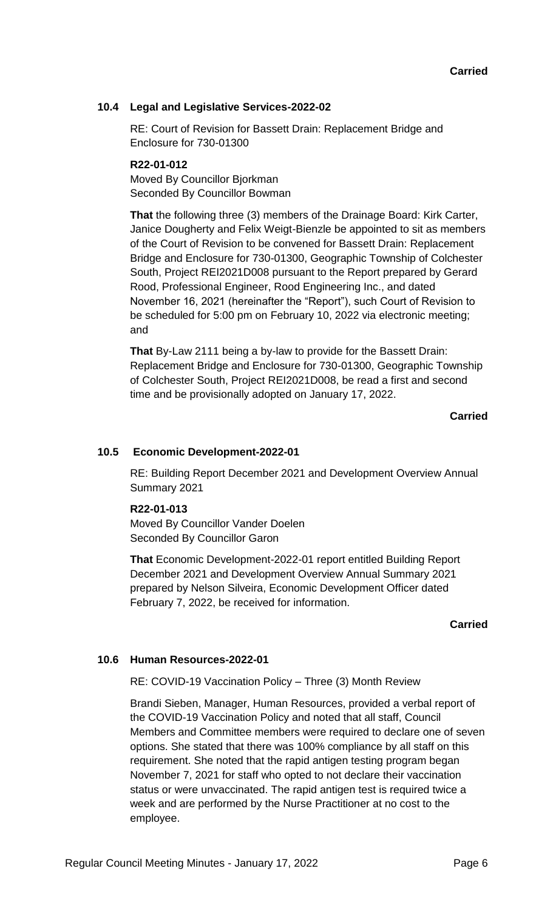**Carried**

### 10.4 Legal and Legislative Services-2022-02

RE: Court of Revision for Bassett Drain: Replacement Bridge and Enclosure for 730-01300

**R22-01-012**
Moved By Councillor Bjorkman
Seconded By Councillor Bowman

**That** the following three (3) members of the Drainage Board: Kirk Carter, Janice Dougherty and Felix Weigt-Bienzle be appointed to sit as members of the Court of Revision to be convened for Bassett Drain: Replacement Bridge and Enclosure for 730-01300, Geographic Township of Colchester South, Project REI2021D008 pursuant to the Report prepared by Gerard Rood, Professional Engineer, Rood Engineering Inc., and dated November 16, 2021 (hereinafter the "Report"), such Court of Revision to be scheduled for 5:00 pm on February 10, 2022 via electronic meeting; and

**That** By-Law 2111 being a by-law to provide for the Bassett Drain: Replacement Bridge and Enclosure for 730-01300, Geographic Township of Colchester South, Project REI2021D008, be read a first and second time and be provisionally adopted on January 17, 2022.

**Carried**

### 10.5 Economic Development-2022-01

RE: Building Report December 2021 and Development Overview Annual Summary 2021

**R22-01-013**
Moved By Councillor Vander Doelen
Seconded By Councillor Garon

**That** Economic Development-2022-01 report entitled Building Report December 2021 and Development Overview Annual Summary 2021 prepared by Nelson Silveira, Economic Development Officer dated February 7, 2022, be received for information.

**Carried**

### 10.6 Human Resources-2022-01

RE: COVID-19 Vaccination Policy – Three (3) Month Review

Brandi Sieben, Manager, Human Resources, provided a verbal report of the COVID-19 Vaccination Policy and noted that all staff, Council Members and Committee members were required to declare one of seven options. She stated that there was 100% compliance by all staff on this requirement. She noted that the rapid antigen testing program began November 7, 2021 for staff who opted to not declare their vaccination status or were unvaccinated. The rapid antigen test is required twice a week and are performed by the Nurse Practitioner at no cost to the employee.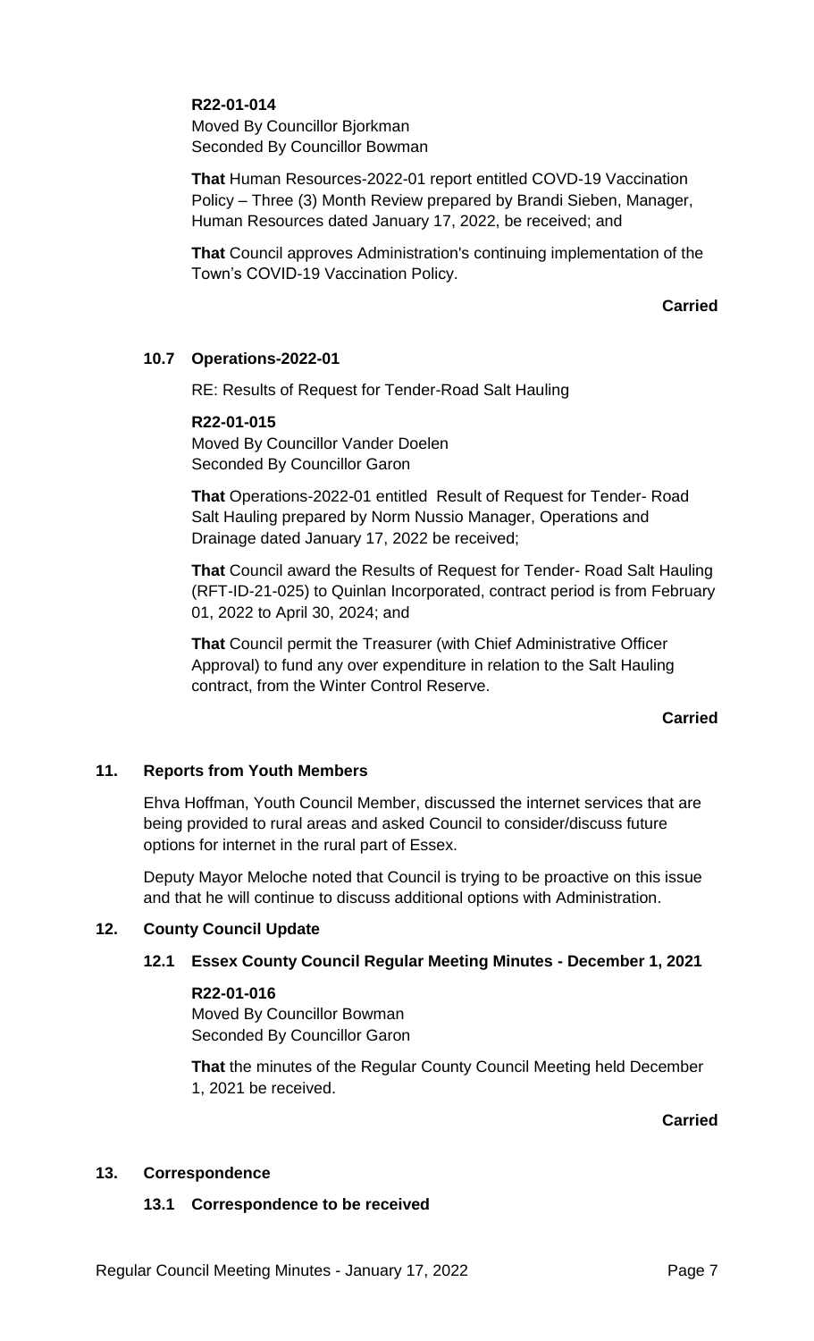**R22-01-014**
Moved By Councillor Bjorkman
Seconded By Councillor Bowman

**That** Human Resources-2022-01 report entitled COVD-19 Vaccination Policy – Three (3) Month Review prepared by Brandi Sieben, Manager, Human Resources dated January 17, 2022, be received; and

**That** Council approves Administration's continuing implementation of the Town's COVID-19 Vaccination Policy.

**Carried**

### 10.7 Operations-2022-01

RE: Results of Request for Tender-Road Salt Hauling

**R22-01-015**
Moved By Councillor Vander Doelen
Seconded By Councillor Garon

**That** Operations-2022-01 entitled Result of Request for Tender- Road Salt Hauling prepared by Norm Nussio Manager, Operations and Drainage dated January 17, 2022 be received;

**That** Council award the Results of Request for Tender- Road Salt Hauling (RFT-ID-21-025) to Quinlan Incorporated, contract period is from February 01, 2022 to April 30, 2024; and

**That** Council permit the Treasurer (with Chief Administrative Officer Approval) to fund any over expenditure in relation to the Salt Hauling contract, from the Winter Control Reserve.

**Carried**

## 11. Reports from Youth Members

Ehva Hoffman, Youth Council Member, discussed the internet services that are being provided to rural areas and asked Council to consider/discuss future options for internet in the rural part of Essex.

Deputy Mayor Meloche noted that Council is trying to be proactive on this issue and that he will continue to discuss additional options with Administration.

## 12. County Council Update

### 12.1 Essex County Council Regular Meeting Minutes - December 1, 2021

**R22-01-016**
Moved By Councillor Bowman
Seconded By Councillor Garon

**That** the minutes of the Regular County Council Meeting held December 1, 2021 be received.

**Carried**

## 13. Correspondence

### 13.1 Correspondence to be received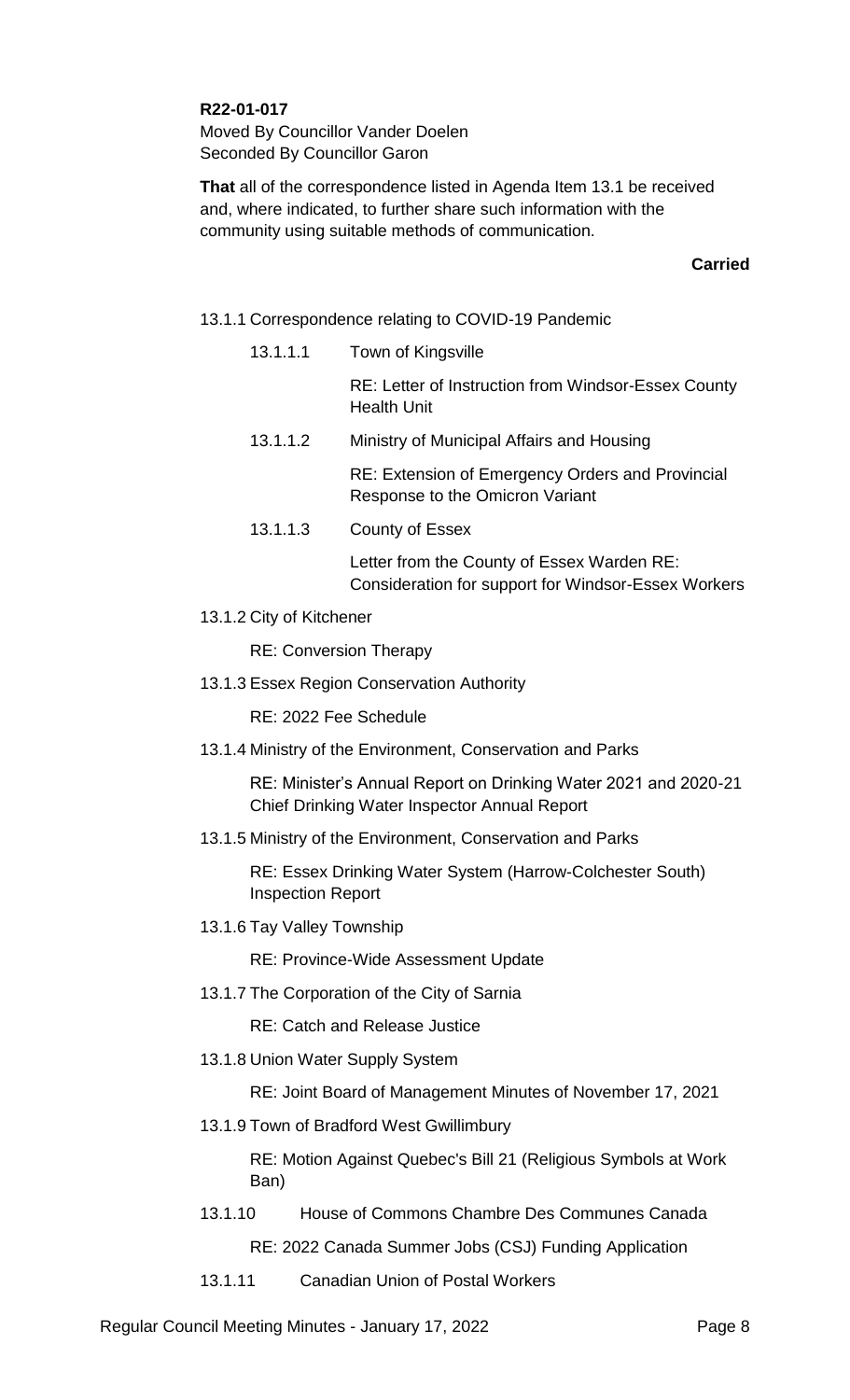**R22-01-017**
Moved By Councillor Vander Doelen
Seconded By Councillor Garon

**That** all of the correspondence listed in Agenda Item 13.1 be received and, where indicated, to further share such information with the community using suitable methods of communication.

**Carried**

13.1.1 Correspondence relating to COVID-19 Pandemic

13.1.1.1 Town of Kingsville

RE: Letter of Instruction from Windsor-Essex County Health Unit

13.1.1.2 Ministry of Municipal Affairs and Housing

RE: Extension of Emergency Orders and Provincial Response to the Omicron Variant

13.1.1.3 County of Essex

Letter from the County of Essex Warden RE: Consideration for support for Windsor-Essex Workers

13.1.2 City of Kitchener

RE: Conversion Therapy

13.1.3 Essex Region Conservation Authority

RE: 2022 Fee Schedule

13.1.4 Ministry of the Environment, Conservation and Parks

RE: Minister's Annual Report on Drinking Water 2021 and 2020-21 Chief Drinking Water Inspector Annual Report

13.1.5 Ministry of the Environment, Conservation and Parks

RE: Essex Drinking Water System (Harrow-Colchester South) Inspection Report

13.1.6 Tay Valley Township

RE: Province-Wide Assessment Update

13.1.7 The Corporation of the City of Sarnia

RE: Catch and Release Justice

13.1.8 Union Water Supply System

RE: Joint Board of Management Minutes of November 17, 2021

13.1.9 Town of Bradford West Gwillimbury

RE: Motion Against Quebec's Bill 21 (Religious Symbols at Work Ban)

13.1.10 House of Commons Chambre Des Communes Canada

RE: 2022 Canada Summer Jobs (CSJ) Funding Application

13.1.11 Canadian Union of Postal Workers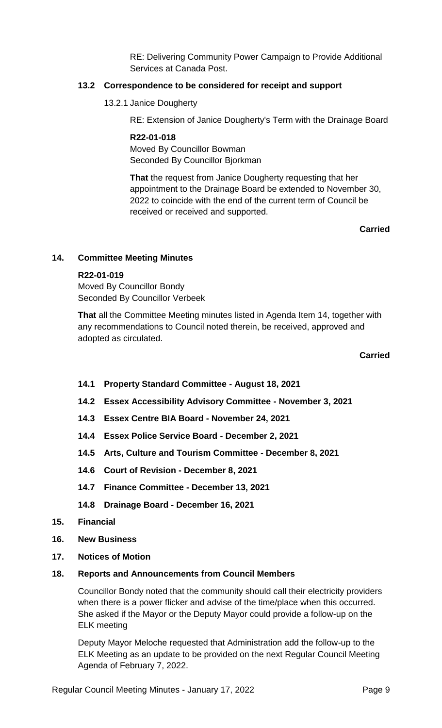RE: Delivering Community Power Campaign to Provide Additional Services at Canada Post.

### 13.2 Correspondence to be considered for receipt and support

13.2.1 Janice Dougherty

RE: Extension of Janice Dougherty's Term with the Drainage Board

**R22-01-018**
Moved By Councillor Bowman
Seconded By Councillor Bjorkman

**That** the request from Janice Dougherty requesting that her appointment to the Drainage Board be extended to November 30, 2022 to coincide with the end of the current term of Council be received or received and supported.

**Carried**

## 14. Committee Meeting Minutes

**R22-01-019**
Moved By Councillor Bondy
Seconded By Councillor Verbeek

**That** all the Committee Meeting minutes listed in Agenda Item 14, together with any recommendations to Council noted therein, be received, approved and adopted as circulated.

**Carried**

### 14.1 Property Standard Committee - August 18, 2021

### 14.2 Essex Accessibility Advisory Committee - November 3, 2021

### 14.3 Essex Centre BIA Board - November 24, 2021

### 14.4 Essex Police Service Board - December 2, 2021

### 14.5 Arts, Culture and Tourism Committee - December 8, 2021

### 14.6 Court of Revision - December 8, 2021

### 14.7 Finance Committee - December 13, 2021

### 14.8 Drainage Board - December 16, 2021

## 15. Financial

## 16. New Business

## 17. Notices of Motion

## 18. Reports and Announcements from Council Members

Councillor Bondy noted that the community should call their electricity providers when there is a power flicker and advise of the time/place when this occurred. She asked if the Mayor or the Deputy Mayor could provide a follow-up on the ELK meeting

Deputy Mayor Meloche requested that Administration add the follow-up to the ELK Meeting as an update to be provided on the next Regular Council Meeting Agenda of February 7, 2022.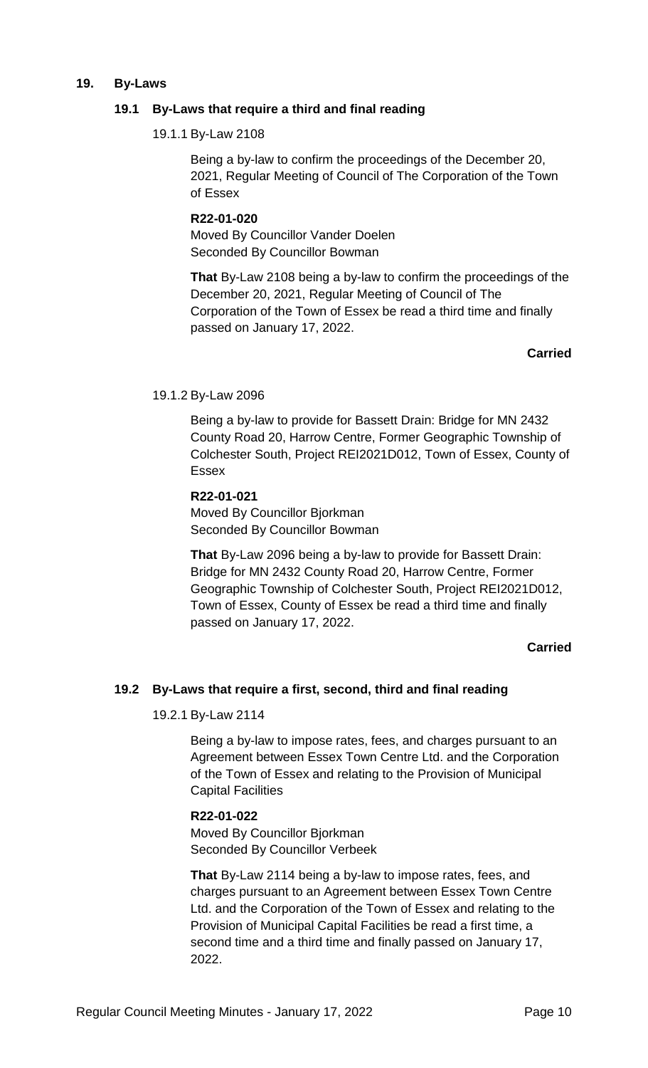## 19. By-Laws

### 19.1 By-Laws that require a third and final reading

#### 19.1.1 By-Law 2108

Being a by-law to confirm the proceedings of the December 20, 2021, Regular Meeting of Council of The Corporation of the Town of Essex

**R22-01-020**
Moved By Councillor Vander Doelen
Seconded By Councillor Bowman

**That** By-Law 2108 being a by-law to confirm the proceedings of the December 20, 2021, Regular Meeting of Council of The Corporation of the Town of Essex be read a third time and finally passed on January 17, 2022.

**Carried**

#### 19.1.2 By-Law 2096

Being a by-law to provide for Bassett Drain: Bridge for MN 2432 County Road 20, Harrow Centre, Former Geographic Township of Colchester South, Project REI2021D012, Town of Essex, County of Essex

**R22-01-021**
Moved By Councillor Bjorkman
Seconded By Councillor Bowman

**That** By-Law 2096 being a by-law to provide for Bassett Drain: Bridge for MN 2432 County Road 20, Harrow Centre, Former Geographic Township of Colchester South, Project REI2021D012, Town of Essex, County of Essex be read a third time and finally passed on January 17, 2022.

**Carried**

### 19.2 By-Laws that require a first, second, third and final reading

#### 19.2.1 By-Law 2114

Being a by-law to impose rates, fees, and charges pursuant to an Agreement between Essex Town Centre Ltd. and the Corporation of the Town of Essex and relating to the Provision of Municipal Capital Facilities

**R22-01-022**
Moved By Councillor Bjorkman
Seconded By Councillor Verbeek

**That** By-Law 2114 being a by-law to impose rates, fees, and charges pursuant to an Agreement between Essex Town Centre Ltd. and the Corporation of the Town of Essex and relating to the Provision of Municipal Capital Facilities be read a first time, a second time and a third time and finally passed on January 17, 2022.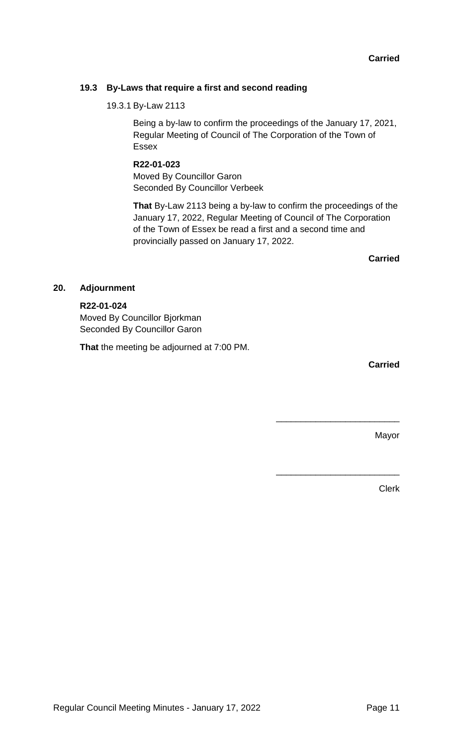**Carried**

### 19.3 By-Laws that require a first and second reading

19.3.1 By-Law 2113

Being a by-law to confirm the proceedings of the January 17, 2021, Regular Meeting of Council of The Corporation of the Town of Essex

**R22-01-023**
Moved By Councillor Garon
Seconded By Councillor Verbeek

**That** By-Law 2113 being a by-law to confirm the proceedings of the January 17, 2022, Regular Meeting of Council of The Corporation of the Town of Essex be read a first and a second time and provincially passed on January 17, 2022.

**Carried**

## 20. Adjournment

**R22-01-024**
Moved By Councillor Bjorkman
Seconded By Councillor Garon

**That** the meeting be adjourned at 7:00 PM.

**Carried**

_________________________

Mayor

_________________________

Clerk